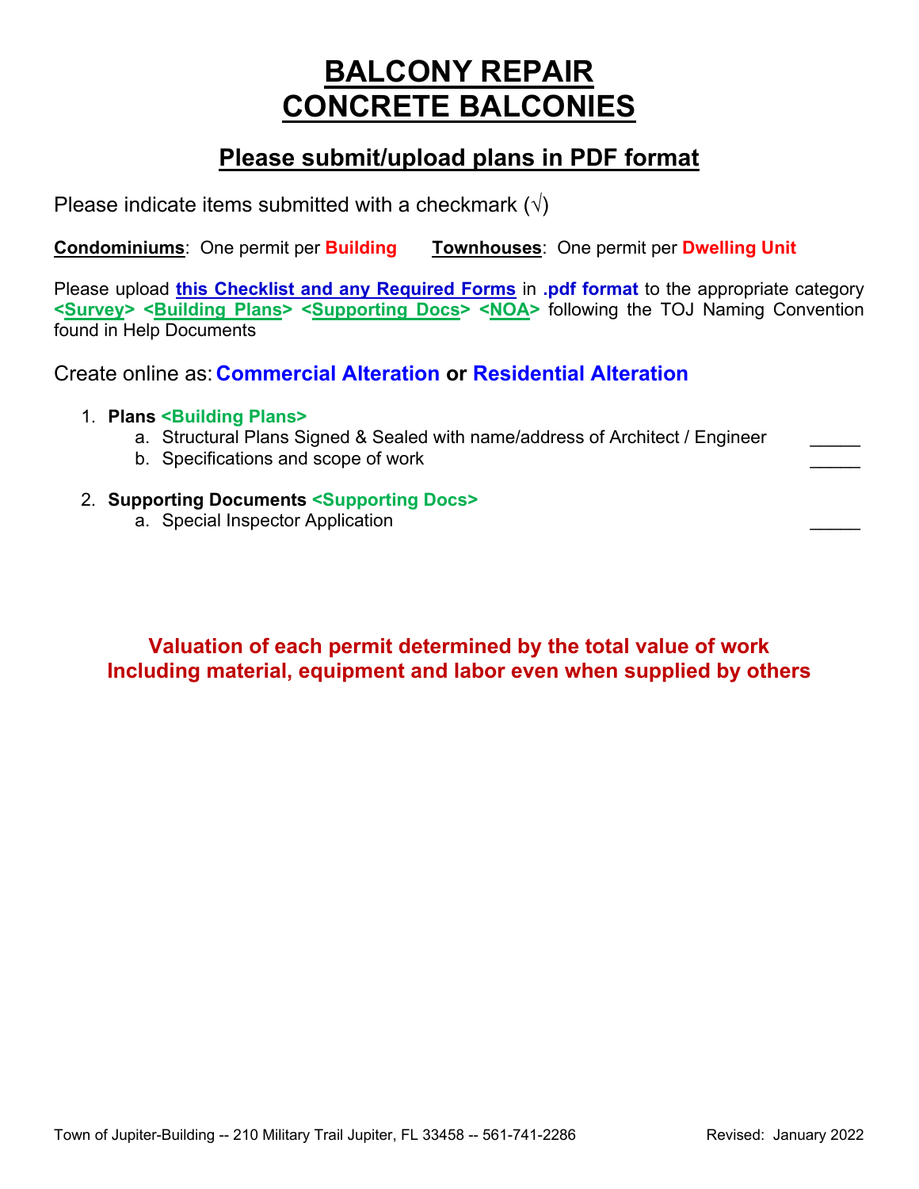# BALCONY REPAIR
# CONCRETE BALCONIES

## Please submit/upload plans in PDF format

Please indicate items submitted with a checkmark (√)

**Condominiums**: One permit per **Building** **Townhouses**: One permit per **Dwelling Unit**

Please upload **this Checklist and any Required Forms** in **.pdf format** to the appropriate category **<Survey> <Building Plans> <Supporting Docs> <NOA>** following the TOJ Naming Convention found in Help Documents

Create online as: **Commercial Alteration** or **Residential Alteration**

1. **Plans <Building Plans>**
   a. Structural Plans Signed & Sealed with name/address of Architect / Engineer _____
   b. Specifications and scope of work _____

2. **Supporting Documents <Supporting Docs>**
   a. Special Inspector Application _____

**Valuation of each permit determined by the total value of work Including material, equipment and labor even when supplied by others**

Town of Jupiter-Building -- 210 Military Trail Jupiter, FL 33458 -- 561-741-2286 Revised: January 2022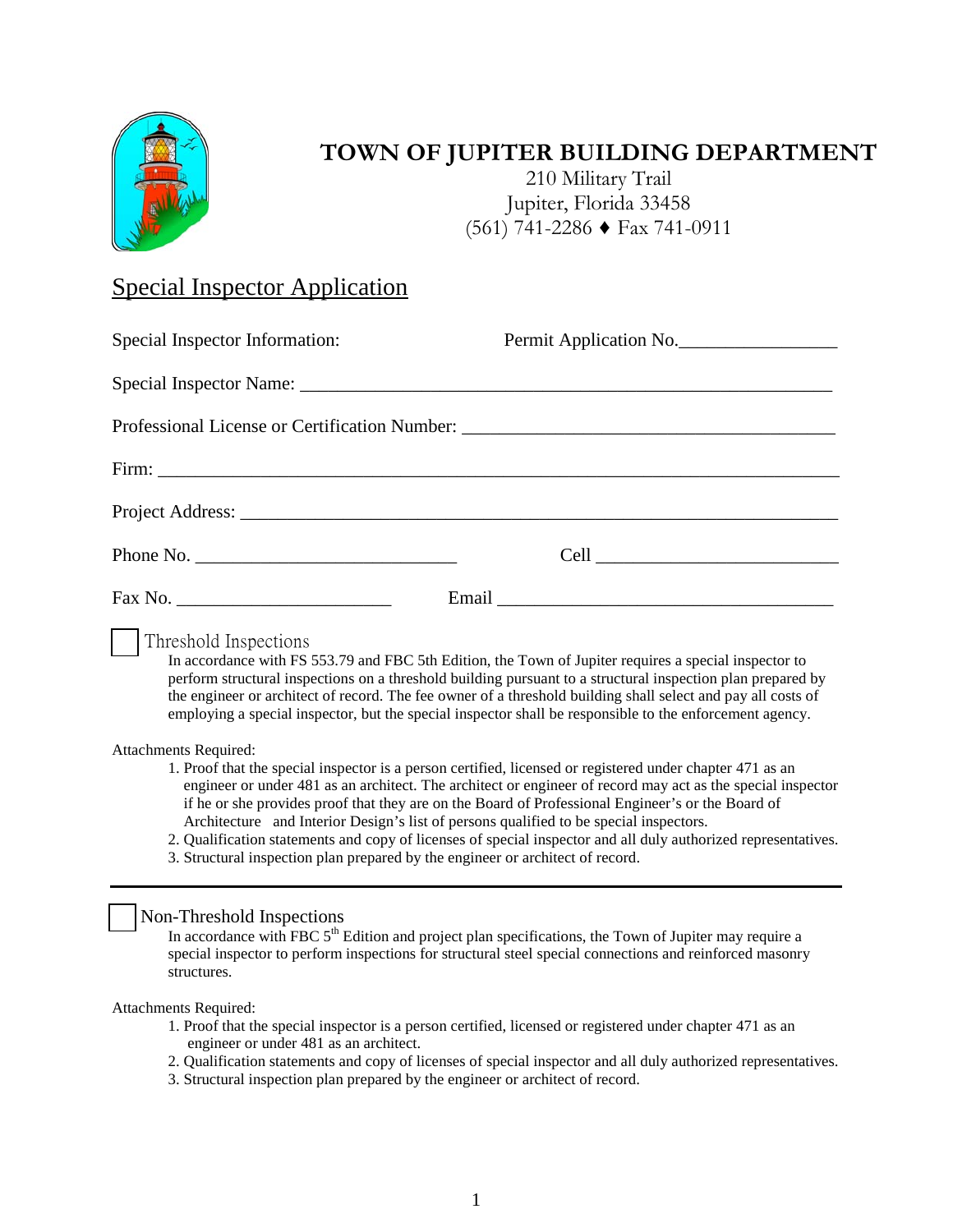# TOWN OF JUPITER BUILDING DEPARTMENT

210 Military Trail
Jupiter, Florida 33458
(561) 741-2286 ♦ Fax 741-0911

## Special Inspector Application

Special Inspector Information: Permit Application No.\_\_\_\_\_\_\_\_\_\_\_\_\_\_\_\_\_

Special Inspector Name: \_\_\_\_\_\_\_\_\_\_\_\_\_\_\_\_\_\_\_\_\_\_\_\_\_\_\_\_\_\_\_\_\_\_\_\_\_\_\_\_\_\_\_\_\_\_\_\_\_\_\_\_\_\_\_\_\_\_

Professional License or Certification Number: \_\_\_\_\_\_\_\_\_\_\_\_\_\_\_\_\_\_\_\_\_\_\_\_\_\_\_\_\_\_\_\_\_\_\_\_\_\_\_

Firm: \_\_\_\_\_\_\_\_\_\_\_\_\_\_\_\_\_\_\_\_\_\_\_\_\_\_\_\_\_\_\_\_\_\_\_\_\_\_\_\_\_\_\_\_\_\_\_\_\_\_\_\_\_\_\_\_\_\_\_\_\_\_\_\_\_\_\_\_\_\_\_

Project Address: \_\_\_\_\_\_\_\_\_\_\_\_\_\_\_\_\_\_\_\_\_\_\_\_\_\_\_\_\_\_\_\_\_\_\_\_\_\_\_\_\_\_\_\_\_\_\_\_\_\_\_\_\_\_\_\_\_\_\_\_\_

Phone No. \_\_\_\_\_\_\_\_\_\_\_\_\_\_\_\_\_\_\_\_\_\_\_\_\_\_\_ Cell \_\_\_\_\_\_\_\_\_\_\_\_\_\_\_\_\_\_\_\_\_\_\_\_\_\_\_

Fax No. \_\_\_\_\_\_\_\_\_\_\_\_\_\_\_\_\_\_\_\_\_\_\_ Email \_\_\_\_\_\_\_\_\_\_\_\_\_\_\_\_\_\_\_\_\_\_\_\_\_\_\_\_\_\_\_\_\_\_\_\_\_

☐ Threshold Inspections

In accordance with FS 553.79 and FBC 5th Edition, the Town of Jupiter requires a special inspector to perform structural inspections on a threshold building pursuant to a structural inspection plan prepared by the engineer or architect of record. The fee owner of a threshold building shall select and pay all costs of employing a special inspector, but the special inspector shall be responsible to the enforcement agency.

Attachments Required:

1. Proof that the special inspector is a person certified, licensed or registered under chapter 471 as an engineer or under 481 as an architect. The architect or engineer of record may act as the special inspector if he or she provides proof that they are on the Board of Professional Engineer's or the Board of Architecture and Interior Design's list of persons qualified to be special inspectors.
2. Qualification statements and copy of licenses of special inspector and all duly authorized representatives.
3. Structural inspection plan prepared by the engineer or architect of record.

---

☐ Non-Threshold Inspections

In accordance with FBC 5th Edition and project plan specifications, the Town of Jupiter may require a special inspector to perform inspections for structural steel special connections and reinforced masonry structures.

Attachments Required:

1. Proof that the special inspector is a person certified, licensed or registered under chapter 471 as an engineer or under 481 as an architect.
2. Qualification statements and copy of licenses of special inspector and all duly authorized representatives.
3. Structural inspection plan prepared by the engineer or architect of record.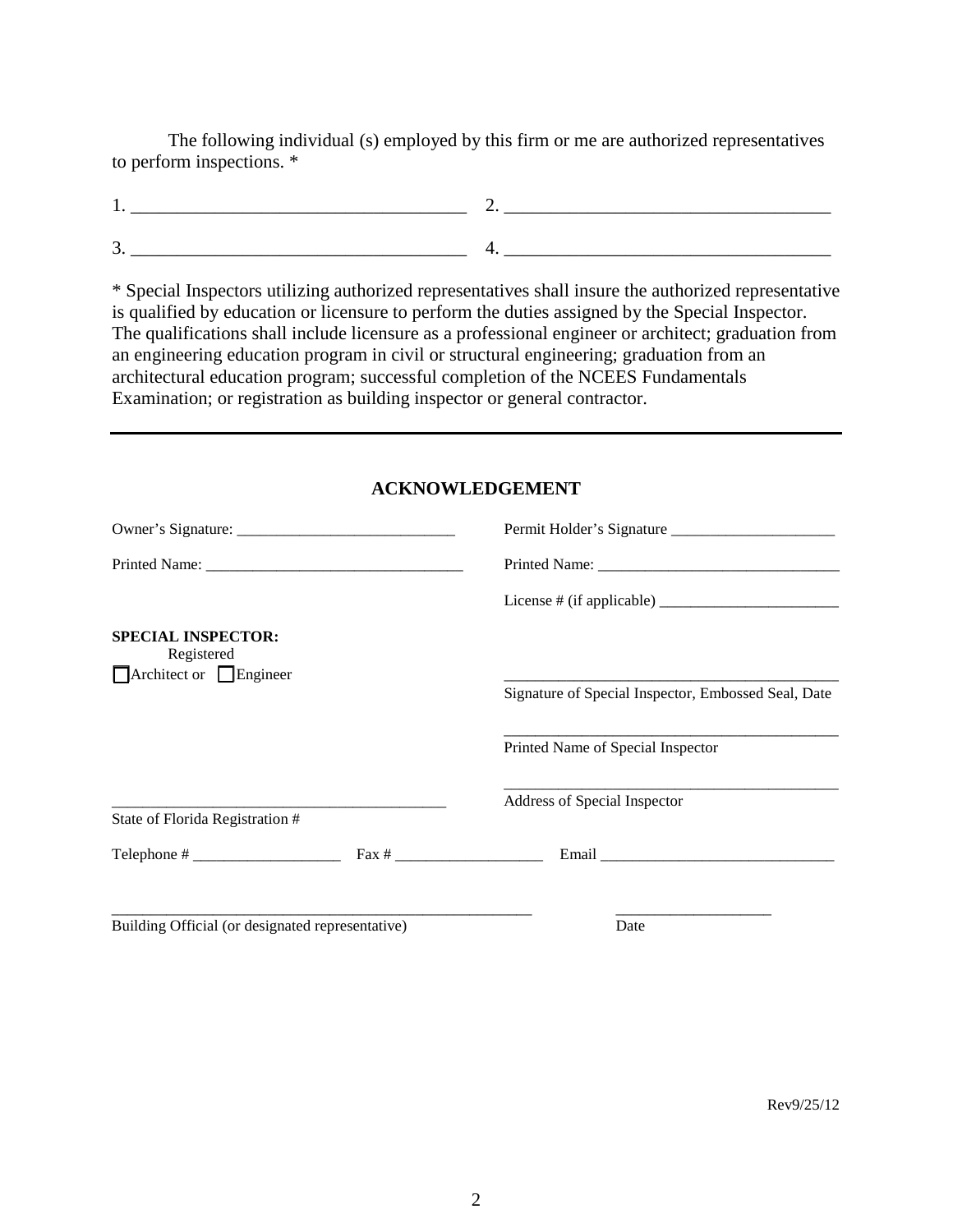The following individual (s) employed by this firm or me are authorized representatives to perform inspections. *

1. ___________________________________ 2. ___________________________________

3. ___________________________________ 4. ___________________________________

* Special Inspectors utilizing authorized representatives shall insure the authorized representative is qualified by education or licensure to perform the duties assigned by the Special Inspector. The qualifications shall include licensure as a professional engineer or architect; graduation from an engineering education program in civil or structural engineering; graduation from an architectural education program; successful completion of the NCEES Fundamentals Examination; or registration as building inspector or general contractor.

---

## ACKNOWLEDGEMENT

Owner's Signature: ___________________________ Permit Holder's Signature _____________________

Printed Name: _________________________________ Printed Name: _______________________________

License # (if applicable) _______________________

**SPECIAL INSPECTOR:**
Registered
☐ Architect or ☐ Engineer

___________________________________________
Signature of Special Inspector, Embossed Seal, Date

___________________________________________
Printed Name of Special Inspector

___________________________________________
Address of Special Inspector

___________________________________________
State of Florida Registration #

Telephone # ___________________ Fax # ___________________ Email ______________________________

_______________________________________________________ ____________________
Building Official (or designated representative) Date

Rev9/25/12